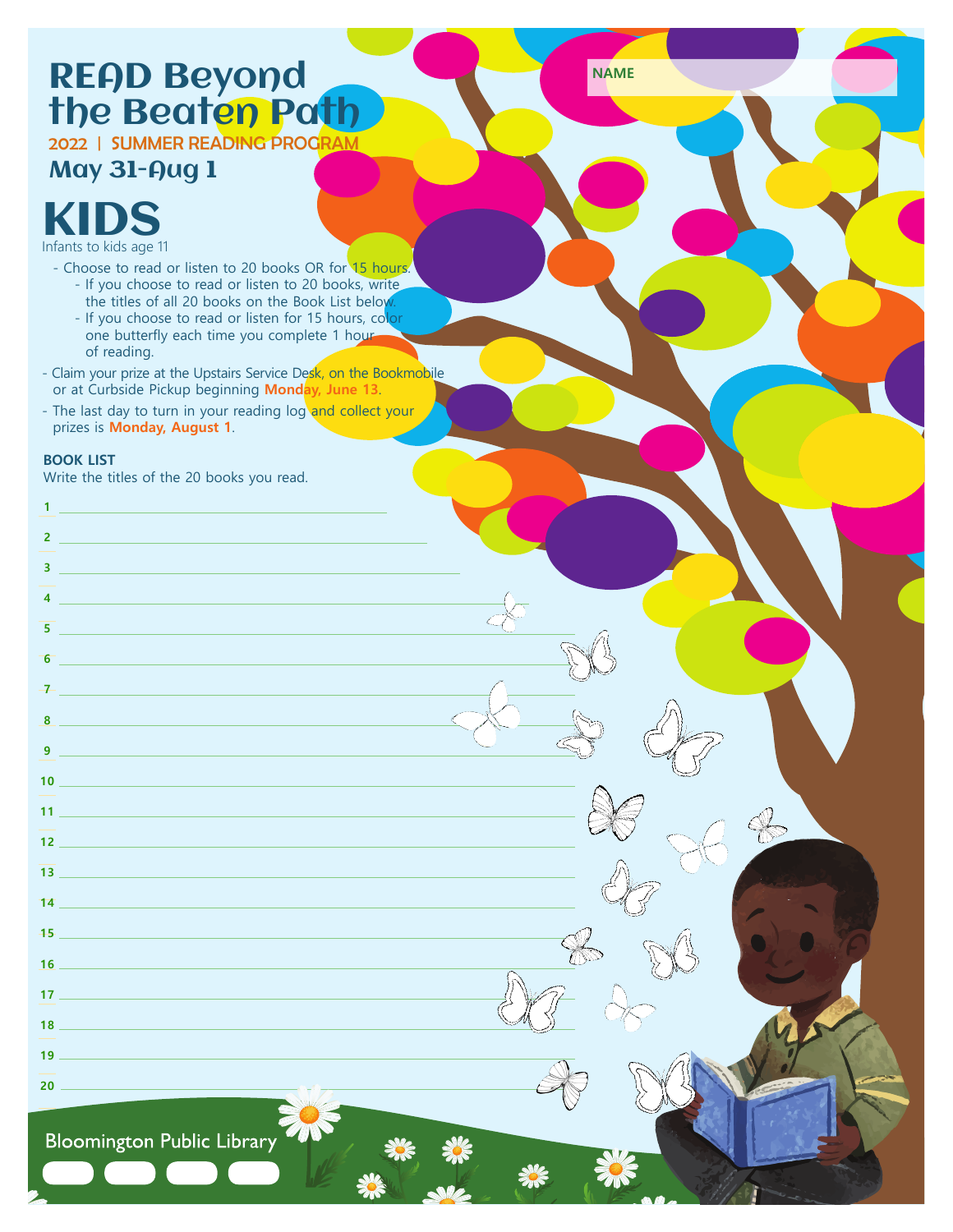# READ Beyond the Beaten Path

2022 | SUMMER READING PROGRAM

May 31-Aug 1

**NAME**

## KIDS

Infants to kids age 11

- Choose to read or listen to 20 books OR for 15 hours.
  - If you choose to read or listen to 20 books, write the titles of all 20 books on the Book List below.
  - If you choose to read or listen for 15 hours, color one butterfly each time you complete 1 hour of reading.
- Claim your prize at the Upstairs Service Desk, on the Bookmobile or at Curbside Pickup beginning **Monday, June 13**.
- The last day to turn in your reading log and collect your prizes is **Monday, August 1**.

**BOOK LIST**

Write the titles of the 20 books you read.

1 ______
2 ______
3 ______
4 ______
5 ______
6 ______
7 ______
8 ______
9 ______
10 ______
11 ______
12 ______
13 ______
14 ______
15 ______
16 ______
17 ______
18 ______
19 ______
20 ______

Bloomington Public Library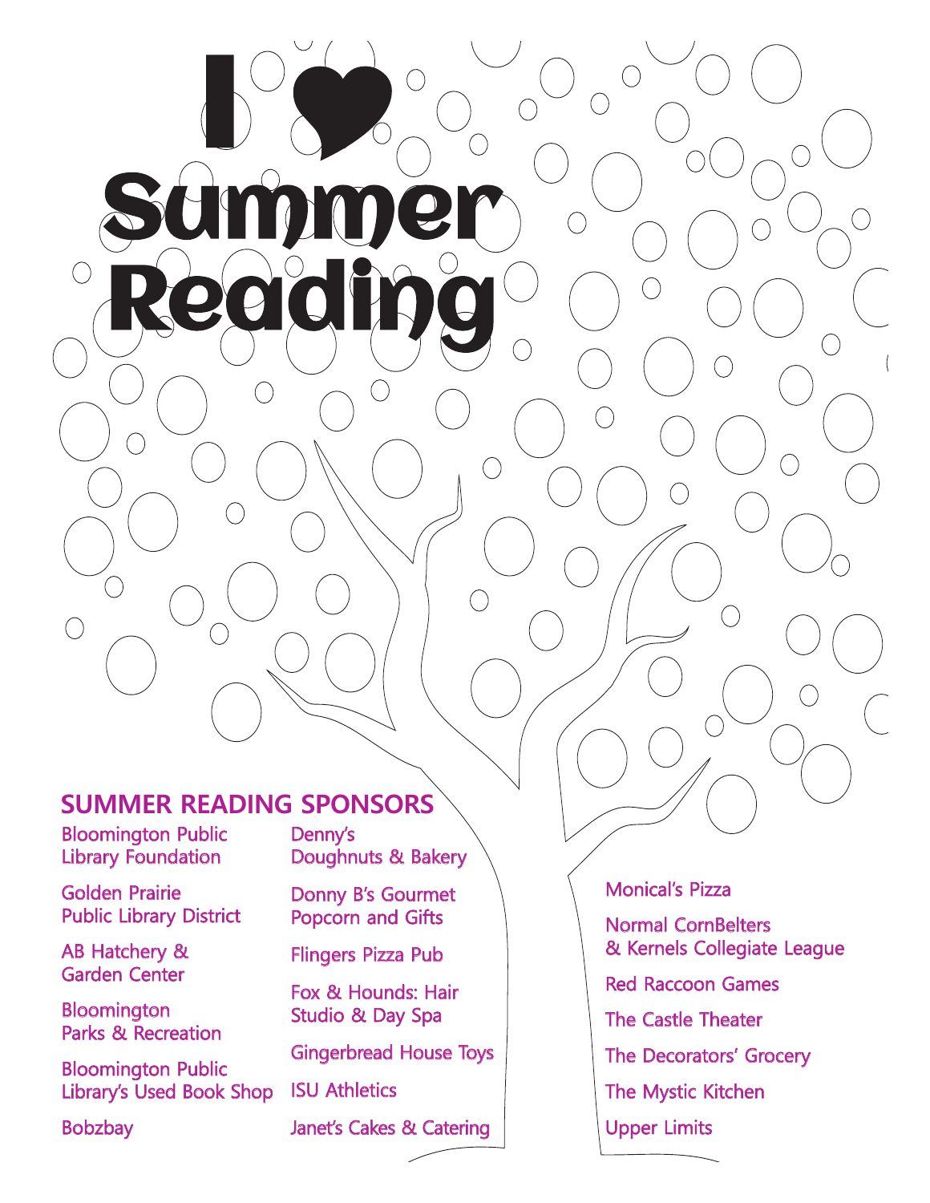# I ❤ Summer Reading

## SUMMER READING SPONSORS

Bloomington Public Library Foundation

Golden Prairie Public Library District

AB Hatchery & Garden Center

Bloomington Parks & Recreation

Bloomington Public Library's Used Book Shop

Bobzbay

Denny's Doughnuts & Bakery

Donny B's Gourmet Popcorn and Gifts

Flingers Pizza Pub

Fox & Hounds: Hair Studio & Day Spa

Gingerbread House Toys

ISU Athletics

Janet's Cakes & Catering

Monical's Pizza

Normal CornBelters & Kernels Collegiate League

Red Raccoon Games

The Castle Theater

The Decorators' Grocery

The Mystic Kitchen

Upper Limits